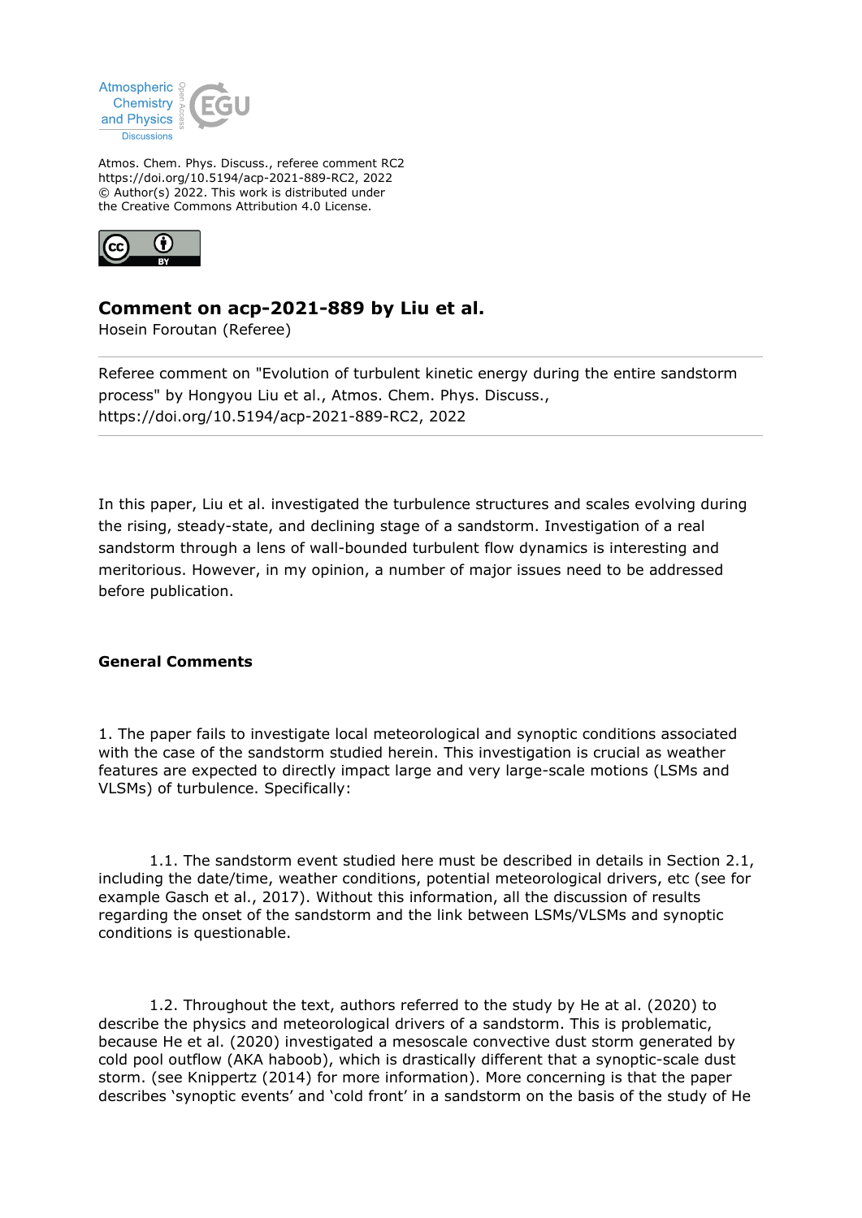Atmos. Chem. Phys. Discuss., referee comment RC2
https://doi.org/10.5194/acp-2021-889-RC2, 2022
© Author(s) 2022. This work is distributed under
the Creative Commons Attribution 4.0 License.

## Comment on acp-2021-889 by Liu et al.

Hosein Foroutan (Referee)

Referee comment on "Evolution of turbulent kinetic energy during the entire sandstorm process" by Hongyou Liu et al., Atmos. Chem. Phys. Discuss., https://doi.org/10.5194/acp-2021-889-RC2, 2022

In this paper, Liu et al. investigated the turbulence structures and scales evolving during the rising, steady-state, and declining stage of a sandstorm. Investigation of a real sandstorm through a lens of wall-bounded turbulent flow dynamics is interesting and meritorious. However, in my opinion, a number of major issues need to be addressed before publication.

**General Comments**

1. The paper fails to investigate local meteorological and synoptic conditions associated with the case of the sandstorm studied herein. This investigation is crucial as weather features are expected to directly impact large and very large-scale motions (LSMs and VLSMs) of turbulence. Specifically:

1.1. The sandstorm event studied here must be described in details in Section 2.1, including the date/time, weather conditions, potential meteorological drivers, etc (see for example Gasch et al., 2017). Without this information, all the discussion of results regarding the onset of the sandstorm and the link between LSMs/VLSMs and synoptic conditions is questionable.

1.2. Throughout the text, authors referred to the study by He at al. (2020) to describe the physics and meteorological drivers of a sandstorm. This is problematic, because He et al. (2020) investigated a mesoscale convective dust storm generated by cold pool outflow (AKA haboob), which is drastically different that a synoptic-scale dust storm. (see Knippertz (2014) for more information). More concerning is that the paper describes 'synoptic events' and 'cold front' in a sandstorm on the basis of the study of He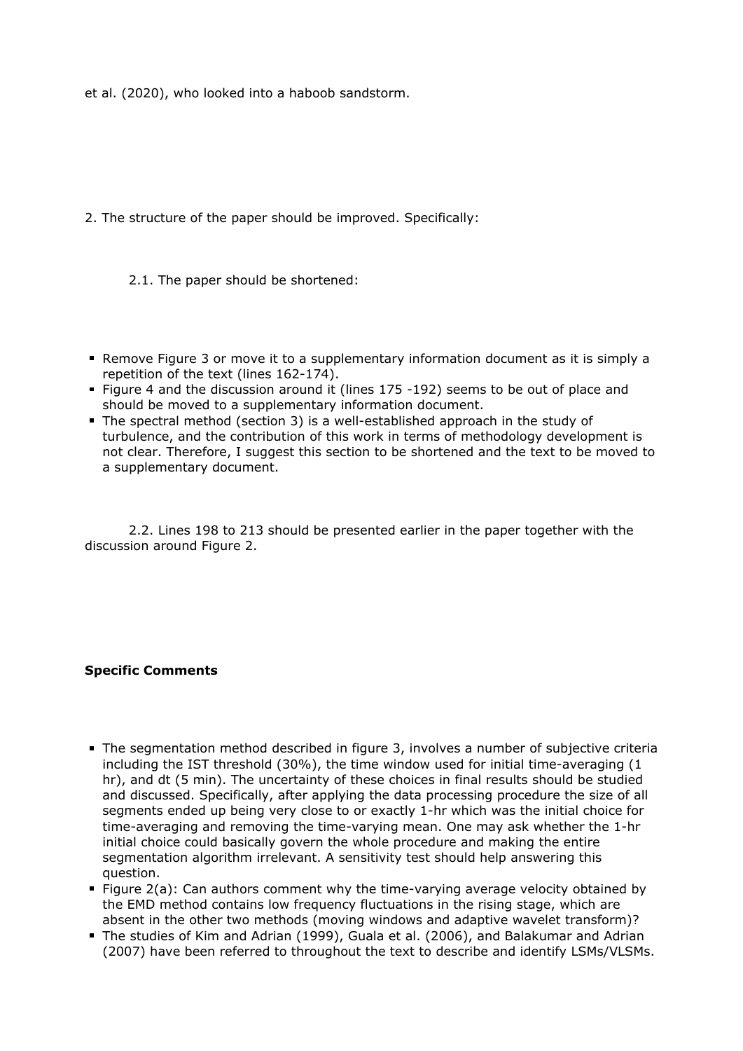et al. (2020), who looked into a haboob sandstorm.

2. The structure of the paper should be improved. Specifically:

2.1. The paper should be shortened:

- Remove Figure 3 or move it to a supplementary information document as it is simply a repetition of the text (lines 162-174).
- Figure 4 and the discussion around it (lines 175 -192) seems to be out of place and should be moved to a supplementary information document.
- The spectral method (section 3) is a well-established approach in the study of turbulence, and the contribution of this work in terms of methodology development is not clear. Therefore, I suggest this section to be shortened and the text to be moved to a supplementary document.

2.2. Lines 198 to 213 should be presented earlier in the paper together with the discussion around Figure 2.

**Specific Comments**

- The segmentation method described in figure 3, involves a number of subjective criteria including the IST threshold (30%), the time window used for initial time-averaging (1 hr), and dt (5 min). The uncertainty of these choices in final results should be studied and discussed. Specifically, after applying the data processing procedure the size of all segments ended up being very close to or exactly 1-hr which was the initial choice for time-averaging and removing the time-varying mean. One may ask whether the 1-hr initial choice could basically govern the whole procedure and making the entire segmentation algorithm irrelevant. A sensitivity test should help answering this question.
- Figure 2(a): Can authors comment why the time-varying average velocity obtained by the EMD method contains low frequency fluctuations in the rising stage, which are absent in the other two methods (moving windows and adaptive wavelet transform)?
- The studies of Kim and Adrian (1999), Guala et al. (2006), and Balakumar and Adrian (2007) have been referred to throughout the text to describe and identify LSMs/VLSMs.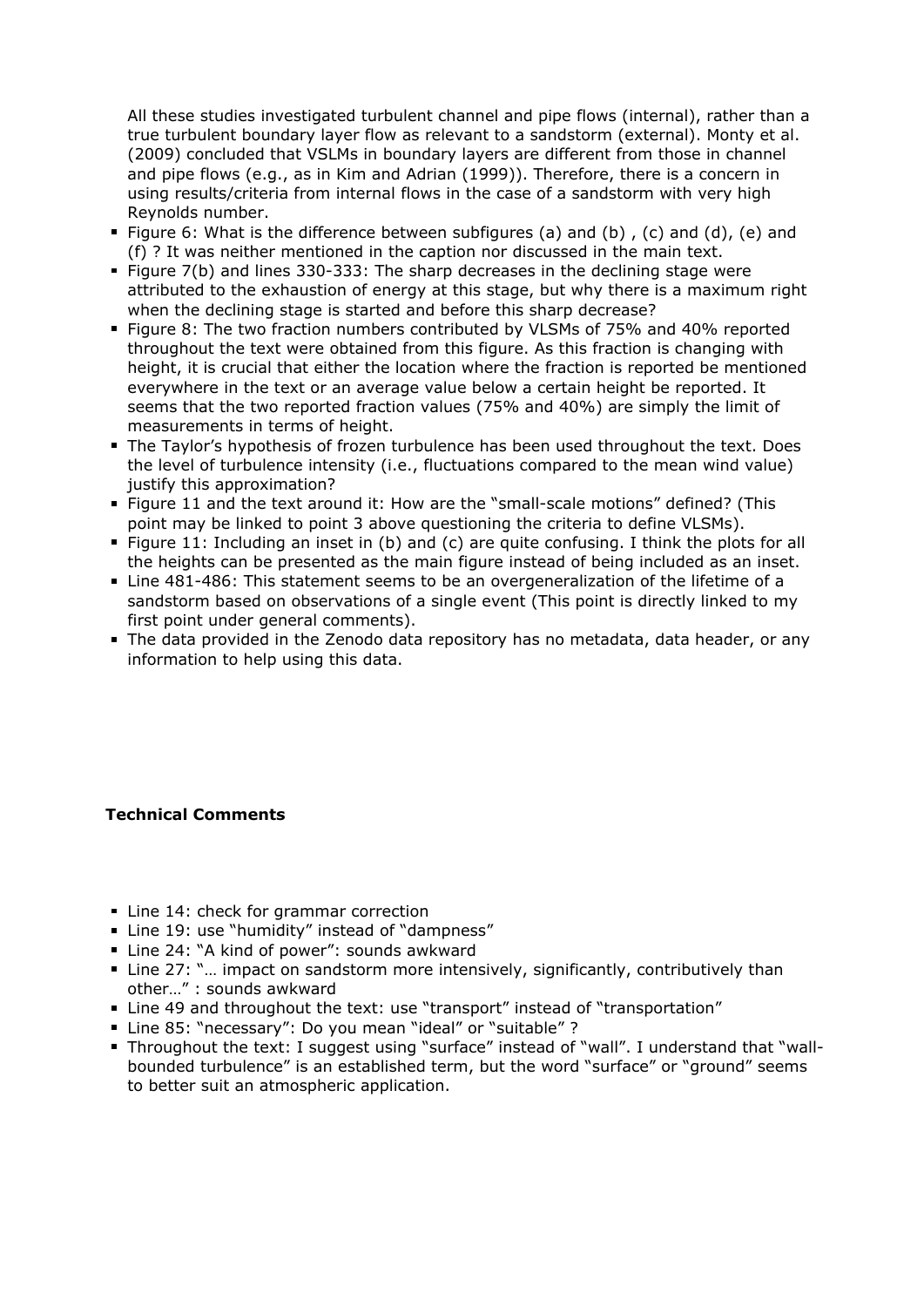All these studies investigated turbulent channel and pipe flows (internal), rather than a true turbulent boundary layer flow as relevant to a sandstorm (external). Monty et al. (2009) concluded that VSLMs in boundary layers are different from those in channel and pipe flows (e.g., as in Kim and Adrian (1999)). Therefore, there is a concern in using results/criteria from internal flows in the case of a sandstorm with very high Reynolds number.

- Figure 6: What is the difference between subfigures (a) and (b) , (c) and (d), (e) and (f) ? It was neither mentioned in the caption nor discussed in the main text.
- Figure 7(b) and lines 330-333: The sharp decreases in the declining stage were attributed to the exhaustion of energy at this stage, but why there is a maximum right when the declining stage is started and before this sharp decrease?
- Figure 8: The two fraction numbers contributed by VLSMs of 75% and 40% reported throughout the text were obtained from this figure. As this fraction is changing with height, it is crucial that either the location where the fraction is reported be mentioned everywhere in the text or an average value below a certain height be reported. It seems that the two reported fraction values (75% and 40%) are simply the limit of measurements in terms of height.
- The Taylor's hypothesis of frozen turbulence has been used throughout the text. Does the level of turbulence intensity (i.e., fluctuations compared to the mean wind value) justify this approximation?
- Figure 11 and the text around it: How are the "small-scale motions" defined? (This point may be linked to point 3 above questioning the criteria to define VLSMs).
- Figure 11: Including an inset in (b) and (c) are quite confusing. I think the plots for all the heights can be presented as the main figure instead of being included as an inset.
- Line 481-486: This statement seems to be an overgeneralization of the lifetime of a sandstorm based on observations of a single event (This point is directly linked to my first point under general comments).
- The data provided in the Zenodo data repository has no metadata, data header, or any information to help using this data.

**Technical Comments**

- Line 14: check for grammar correction
- Line 19: use "humidity" instead of "dampness"
- Line 24: "A kind of power": sounds awkward
- Line 27: "… impact on sandstorm more intensively, significantly, contributively than other…" : sounds awkward
- Line 49 and throughout the text: use "transport" instead of "transportation"
- Line 85: "necessary": Do you mean "ideal" or "suitable" ?
- Throughout the text: I suggest using "surface" instead of "wall". I understand that "wall-bounded turbulence" is an established term, but the word "surface" or "ground" seems to better suit an atmospheric application.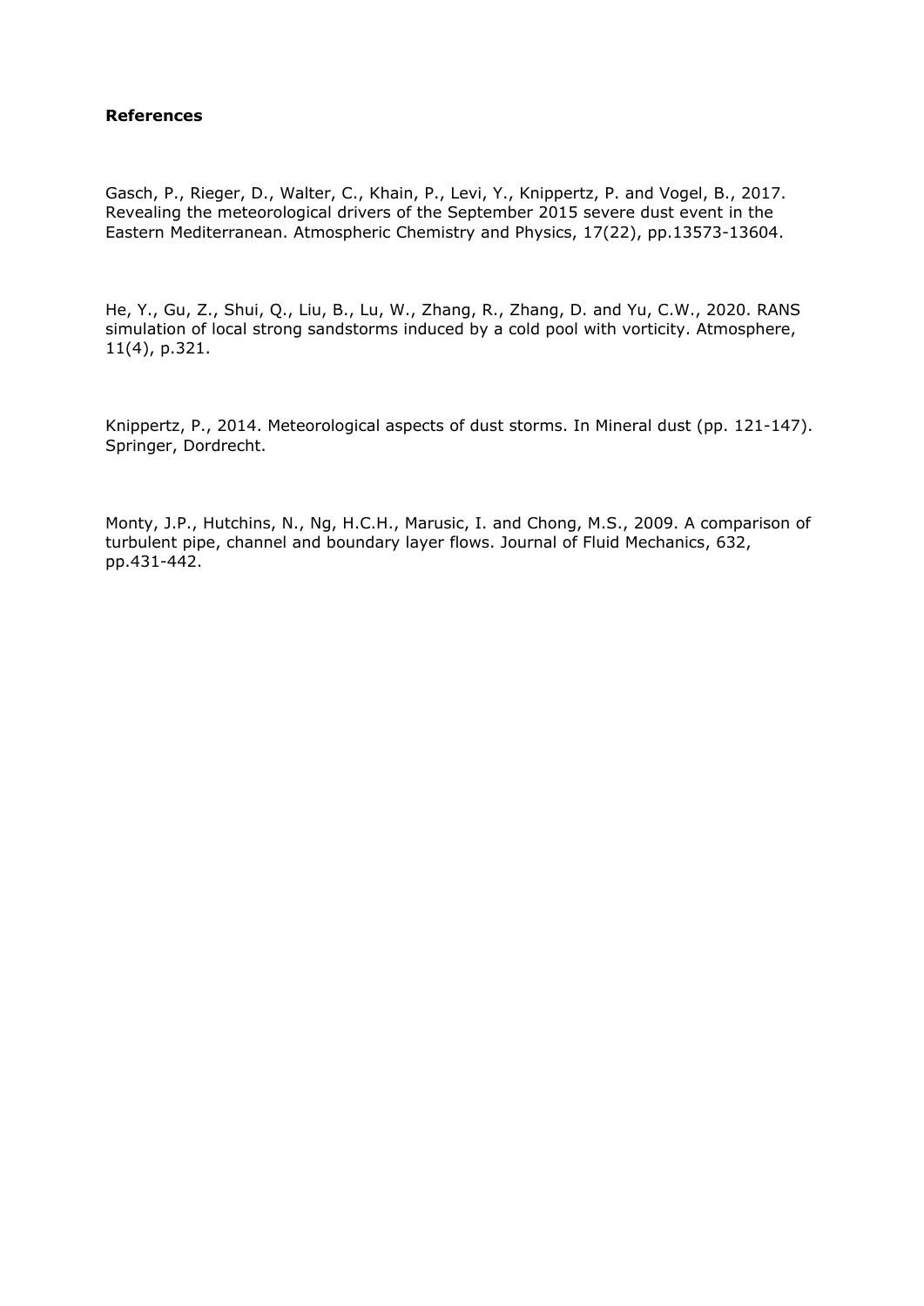**References**

Gasch, P., Rieger, D., Walter, C., Khain, P., Levi, Y., Knippertz, P. and Vogel, B., 2017. Revealing the meteorological drivers of the September 2015 severe dust event in the Eastern Mediterranean. Atmospheric Chemistry and Physics, 17(22), pp.13573-13604.

He, Y., Gu, Z., Shui, Q., Liu, B., Lu, W., Zhang, R., Zhang, D. and Yu, C.W., 2020. RANS simulation of local strong sandstorms induced by a cold pool with vorticity. Atmosphere, 11(4), p.321.

Knippertz, P., 2014. Meteorological aspects of dust storms. In Mineral dust (pp. 121-147). Springer, Dordrecht.

Monty, J.P., Hutchins, N., Ng, H.C.H., Marusic, I. and Chong, M.S., 2009. A comparison of turbulent pipe, channel and boundary layer flows. Journal of Fluid Mechanics, 632, pp.431-442.